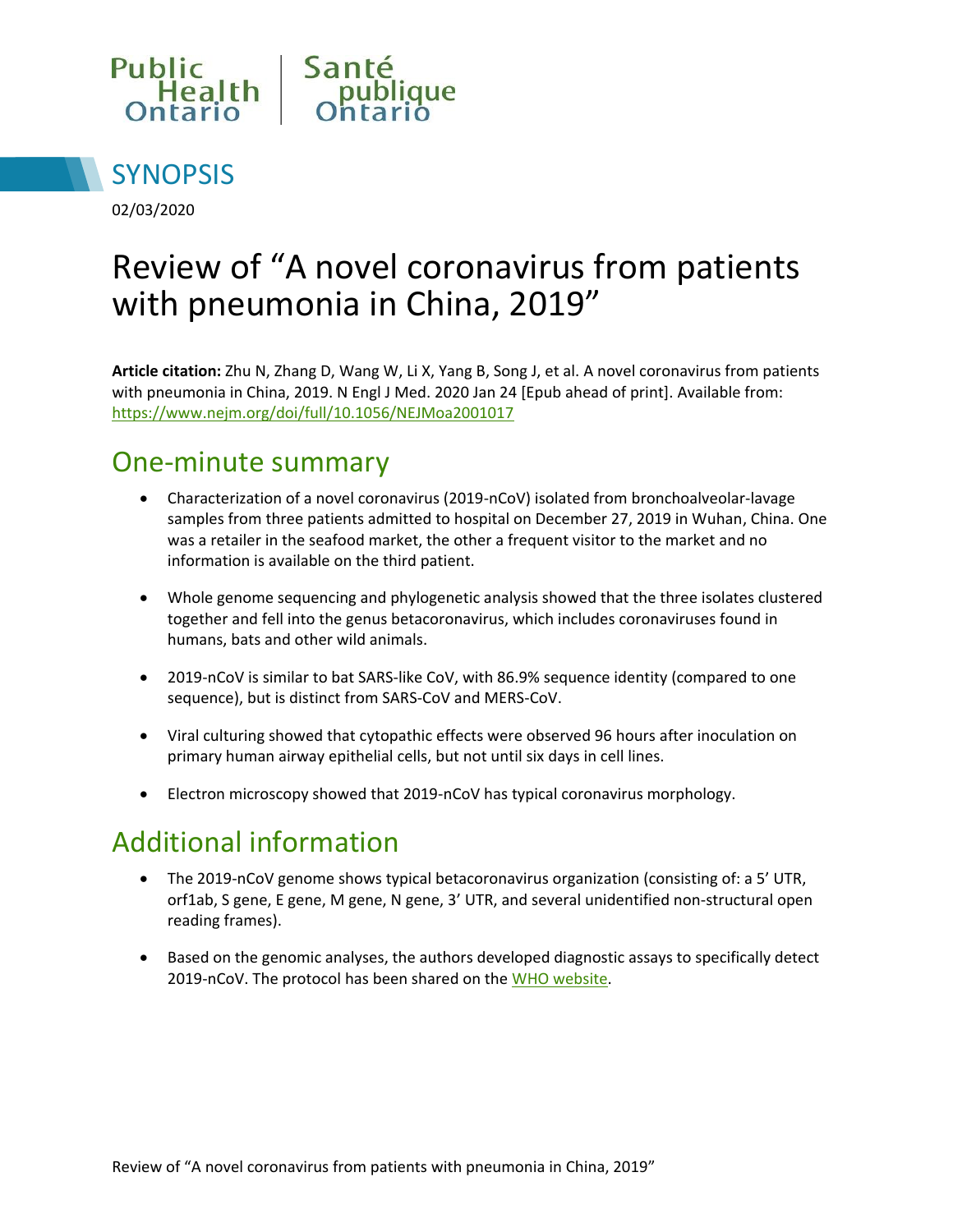Public Health Ontario | Santé publique Ontario

# SYNOPSIS

02/03/2020

# Review of "A novel coronavirus from patients with pneumonia in China, 2019"

**Article citation:** Zhu N, Zhang D, Wang W, Li X, Yang B, Song J, et al. A novel coronavirus from patients with pneumonia in China, 2019. N Engl J Med. 2020 Jan 24 [Epub ahead of print]. Available from: [https://www.nejm.org/doi/full/10.1056/NEJMoa2001017](https://www.nejm.org/doi/full/10.1056/NEJMoa2001017)

## One-minute summary

- Characterization of a novel coronavirus (2019-nCoV) isolated from bronchoalveolar-lavage samples from three patients admitted to hospital on December 27, 2019 in Wuhan, China. One was a retailer in the seafood market, the other a frequent visitor to the market and no information is available on the third patient.
- Whole genome sequencing and phylogenetic analysis showed that the three isolates clustered together and fell into the genus betacoronavirus, which includes coronaviruses found in humans, bats and other wild animals.
- 2019-nCoV is similar to bat SARS-like CoV, with 86.9% sequence identity (compared to one sequence), but is distinct from SARS-CoV and MERS-CoV.
- Viral culturing showed that cytopathic effects were observed 96 hours after inoculation on primary human airway epithelial cells, but not until six days in cell lines.
- Electron microscopy showed that 2019-nCoV has typical coronavirus morphology.

## Additional information

- The 2019-nCoV genome shows typical betacoronavirus organization (consisting of: a 5' UTR, orf1ab, S gene, E gene, M gene, N gene, 3' UTR, and several unidentified non-structural open reading frames).
- Based on the genomic analyses, the authors developed diagnostic assays to specifically detect 2019-nCoV. The protocol has been shared on the [WHO website](WHO website).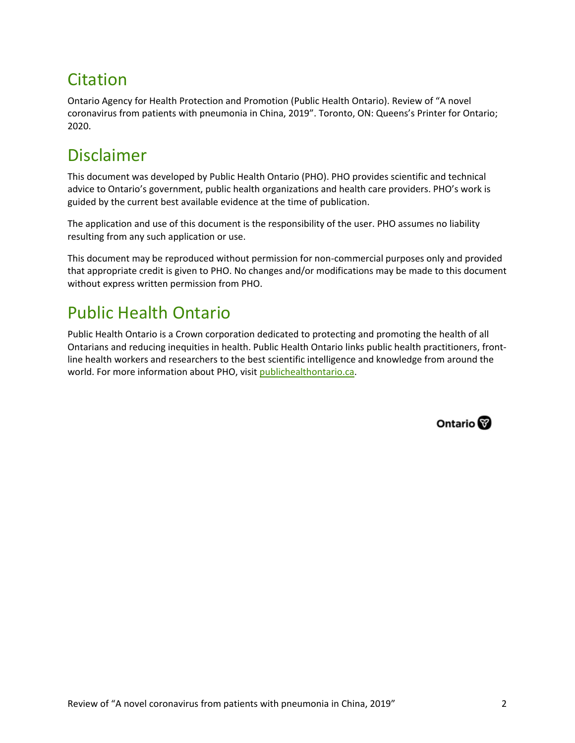# Citation

Ontario Agency for Health Protection and Promotion (Public Health Ontario). Review of "A novel coronavirus from patients with pneumonia in China, 2019". Toronto, ON: Queens's Printer for Ontario; 2020.

# Disclaimer

This document was developed by Public Health Ontario (PHO). PHO provides scientific and technical advice to Ontario's government, public health organizations and health care providers. PHO's work is guided by the current best available evidence at the time of publication.

The application and use of this document is the responsibility of the user. PHO assumes no liability resulting from any such application or use.

This document may be reproduced without permission for non-commercial purposes only and provided that appropriate credit is given to PHO. No changes and/or modifications may be made to this document without express written permission from PHO.

# Public Health Ontario

Public Health Ontario is a Crown corporation dedicated to protecting and promoting the health of all Ontarians and reducing inequities in health. Public Health Ontario links public health practitioners, front-line health workers and researchers to the best scientific intelligence and knowledge from around the world. For more information about PHO, visit [publichealthontario.ca](publichealthontario.ca).

Ontario